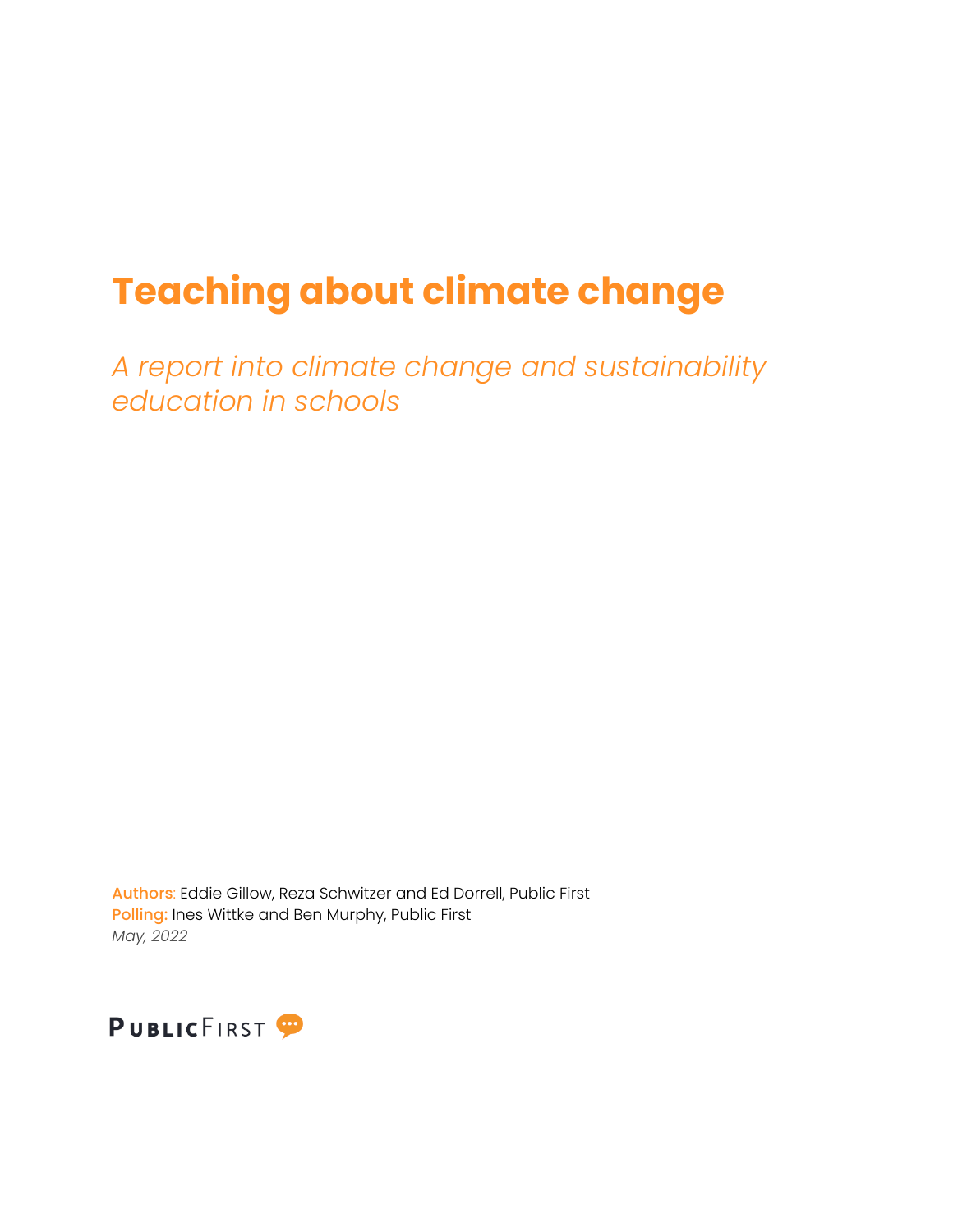# Teaching about climate change

*A report into climate change and sustainability education in schools*

Authors: Eddie Gillow, Reza Schwitzer and Ed Dorrell, Public First
Polling: Ines Wittke and Ben Murphy, Public First
*May, 2022*

PUBLIC FIRST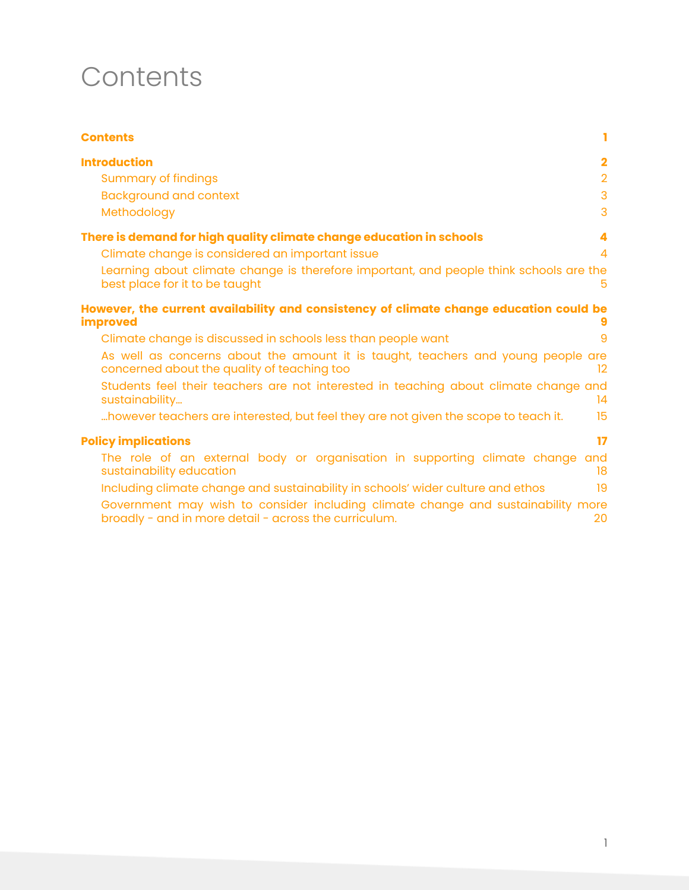# Contents

| | |
|---|---|
| **Contents** | **1** |
| **Introduction** | **2** |
| Summary of findings | 2 |
| Background and context | 3 |
| Methodology | 3 |
| **There is demand for high quality climate change education in schools** | **4** |
| Climate change is considered an important issue | 4 |
| Learning about climate change is therefore important, and people think schools are the best place for it to be taught | 5 |
| **However, the current availability and consistency of climate change education could be improved** | **9** |
| Climate change is discussed in schools less than people want | 9 |
| As well as concerns about the amount it is taught, teachers and young people are concerned about the quality of teaching too | 12 |
| Students feel their teachers are not interested in teaching about climate change and sustainability… | 14 |
| …however teachers are interested, but feel they are not given the scope to teach it. | 15 |
| **Policy implications** | **17** |
| The role of an external body or organisation in supporting climate change and sustainability education | 18 |
| Including climate change and sustainability in schools' wider culture and ethos | 19 |
| Government may wish to consider including climate change and sustainability more broadly - and in more detail - across the curriculum. | 20 |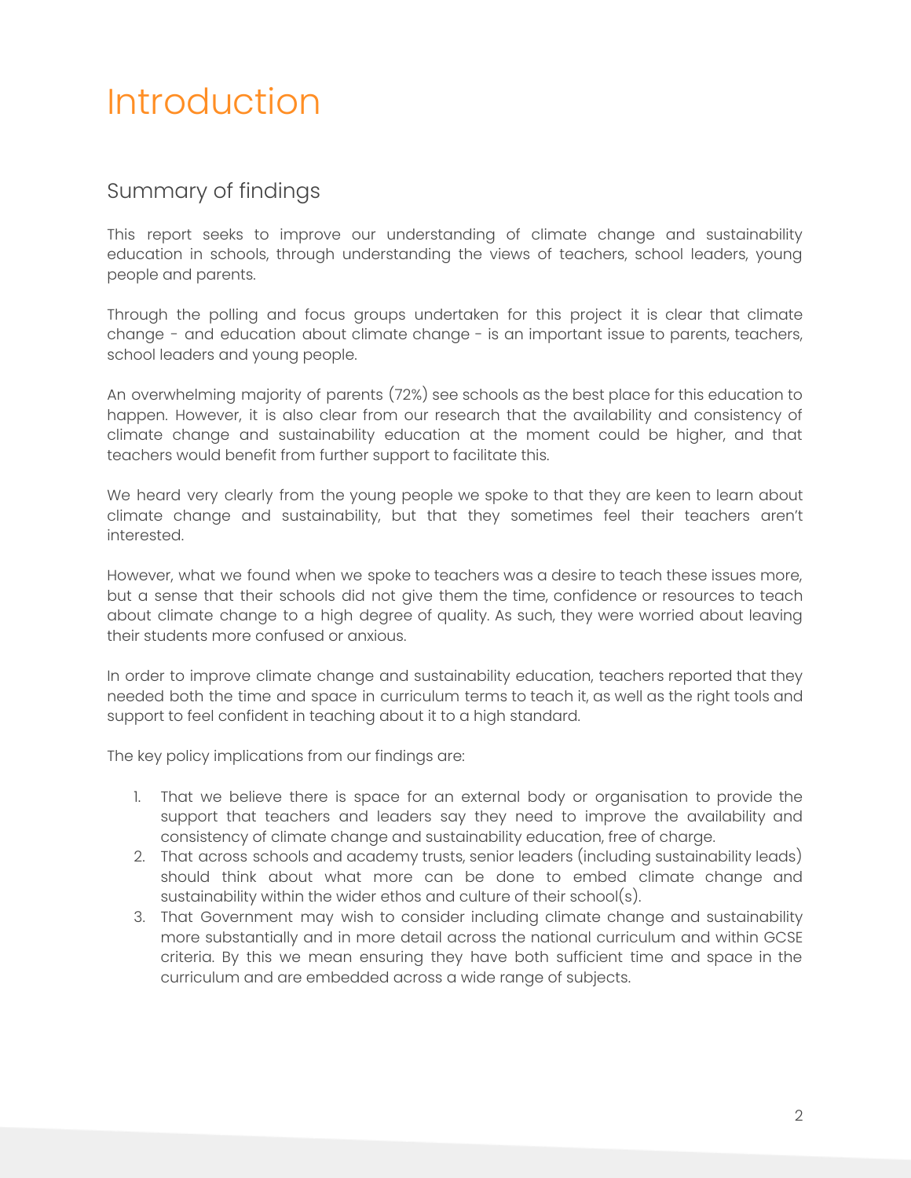# Introduction

## Summary of findings

This report seeks to improve our understanding of climate change and sustainability education in schools, through understanding the views of teachers, school leaders, young people and parents.

Through the polling and focus groups undertaken for this project it is clear that climate change - and education about climate change - is an important issue to parents, teachers, school leaders and young people.

An overwhelming majority of parents (72%) see schools as the best place for this education to happen. However, it is also clear from our research that the availability and consistency of climate change and sustainability education at the moment could be higher, and that teachers would benefit from further support to facilitate this.

We heard very clearly from the young people we spoke to that they are keen to learn about climate change and sustainability, but that they sometimes feel their teachers aren't interested.

However, what we found when we spoke to teachers was a desire to teach these issues more, but a sense that their schools did not give them the time, confidence or resources to teach about climate change to a high degree of quality. As such, they were worried about leaving their students more confused or anxious.

In order to improve climate change and sustainability education, teachers reported that they needed both the time and space in curriculum terms to teach it, as well as the right tools and support to feel confident in teaching about it to a high standard.

The key policy implications from our findings are:

1. That we believe there is space for an external body or organisation to provide the support that teachers and leaders say they need to improve the availability and consistency of climate change and sustainability education, free of charge.
2. That across schools and academy trusts, senior leaders (including sustainability leads) should think about what more can be done to embed climate change and sustainability within the wider ethos and culture of their school(s).
3. That Government may wish to consider including climate change and sustainability more substantially and in more detail across the national curriculum and within GCSE criteria. By this we mean ensuring they have both sufficient time and space in the curriculum and are embedded across a wide range of subjects.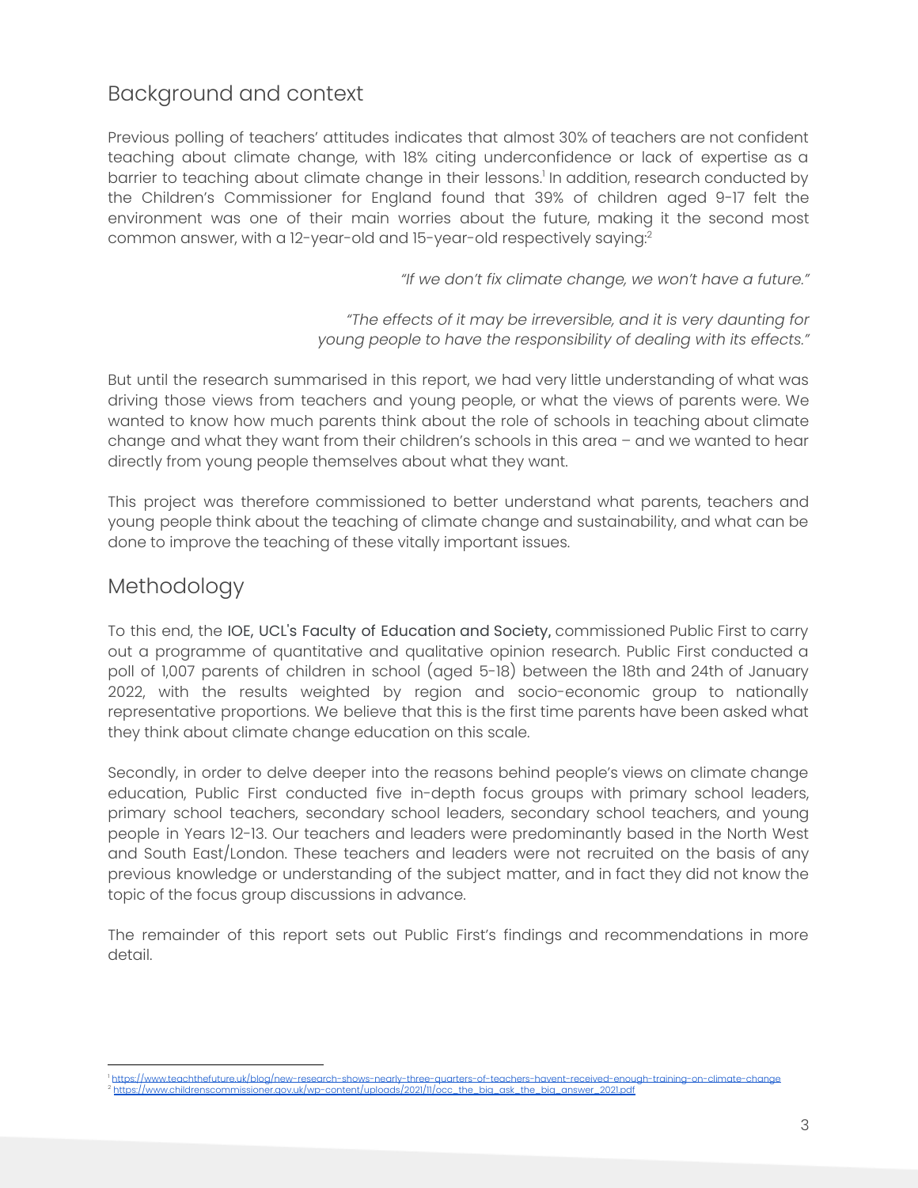## Background and context

Previous polling of teachers' attitudes indicates that almost 30% of teachers are not confident teaching about climate change, with 18% citing underconfidence or lack of expertise as a barrier to teaching about climate change in their lessons.[1] In addition, research conducted by the Children's Commissioner for England found that 39% of children aged 9-17 felt the environment was one of their main worries about the future, making it the second most common answer, with a 12-year-old and 15-year-old respectively saying:[2]

> *"If we don't fix climate change, we won't have a future."*

> *"The effects of it may be irreversible, and it is very daunting for young people to have the responsibility of dealing with its effects."*

But until the research summarised in this report, we had very little understanding of what was driving those views from teachers and young people, or what the views of parents were. We wanted to know how much parents think about the role of schools in teaching about climate change and what they want from their children's schools in this area – and we wanted to hear directly from young people themselves about what they want.

This project was therefore commissioned to better understand what parents, teachers and young people think about the teaching of climate change and sustainability, and what can be done to improve the teaching of these vitally important issues.

## Methodology

To this end, the IOE, UCL's Faculty of Education and Society, commissioned Public First to carry out a programme of quantitative and qualitative opinion research. Public First conducted a poll of 1,007 parents of children in school (aged 5-18) between the 18th and 24th of January 2022, with the results weighted by region and socio-economic group to nationally representative proportions. We believe that this is the first time parents have been asked what they think about climate change education on this scale.

Secondly, in order to delve deeper into the reasons behind people's views on climate change education, Public First conducted five in-depth focus groups with primary school leaders, primary school teachers, secondary school leaders, secondary school teachers, and young people in Years 12-13. Our teachers and leaders were predominantly based in the North West and South East/London. These teachers and leaders were not recruited on the basis of any previous knowledge or understanding of the subject matter, and in fact they did not know the topic of the focus group discussions in advance.

The remainder of this report sets out Public First's findings and recommendations in more detail.

---

[1] https://www.teachthefuture.uk/blog/new-research-shows-nearly-three-quarters-of-teachers-havent-received-enough-training-on-climate-change

[2] https://www.childrenscommissioner.gov.uk/wp-content/uploads/2021/11/occ_the_big_ask_the_big_answer_2021.pdf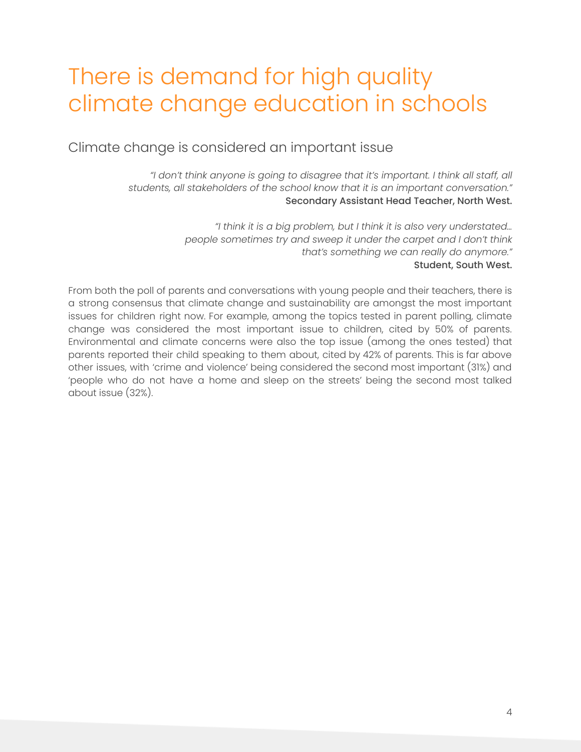# There is demand for high quality climate change education in schools

## Climate change is considered an important issue

> *"I don't think anyone is going to disagree that it's important. I think all staff, all students, all stakeholders of the school know that it is an important conversation."*
> **Secondary Assistant Head Teacher, North West.**

> *"I think it is a big problem, but I think it is also very understated... people sometimes try and sweep it under the carpet and I don't think that's something we can really do anymore."*
> **Student, South West.**

From both the poll of parents and conversations with young people and their teachers, there is a strong consensus that climate change and sustainability are amongst the most important issues for children right now. For example, among the topics tested in parent polling, climate change was considered the most important issue to children, cited by 50% of parents. Environmental and climate concerns were also the top issue (among the ones tested) that parents reported their child speaking to them about, cited by 42% of parents. This is far above other issues, with 'crime and violence' being considered the second most important (31%) and 'people who do not have a home and sleep on the streets' being the second most talked about issue (32%).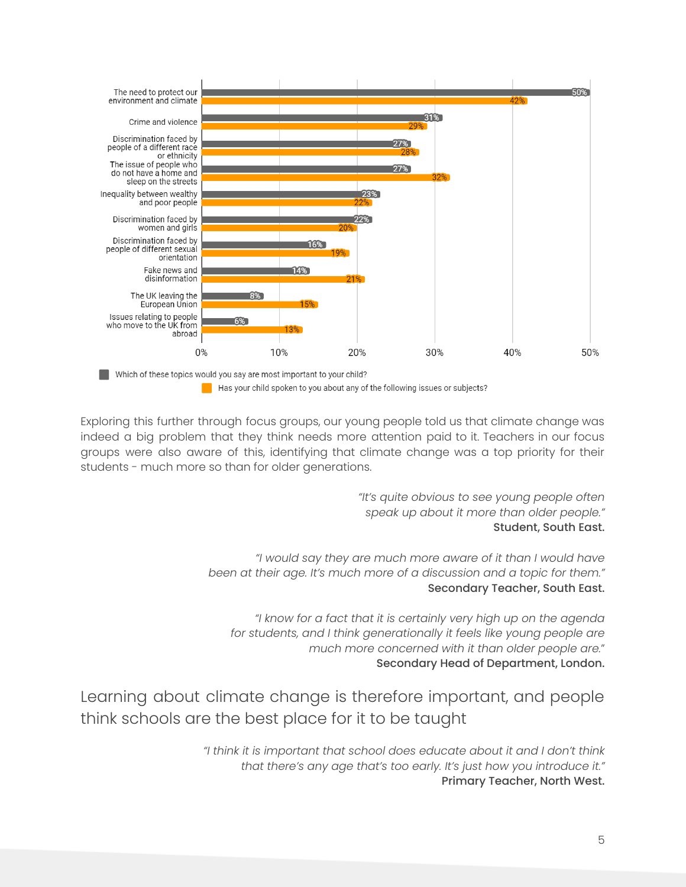| Topic | Which of these topics would you say are most important to your child? | Has your child spoken to you about any of the following issues or subjects? |
| --- | --- | --- |
| The need to protect our environment and climate | 50% | 42% |
| Crime and violence | 31% | 29% |
| Discrimination faced by people of a different race or ethnicity | 27% | 28% |
| The issue of people who do not have a home and sleep on the streets | 27% | 32% |
| Inequality between wealthy and poor people | 23% | 22% |
| Discrimination faced by women and girls | 22% | 20% |
| Discrimination faced by people of different sexual orientation | 16% | 19% |
| Fake news and disinformation | 14% | 21% |
| The UK leaving the European Union | 8% | 15% |
| Issues relating to people who move to the UK from abroad | 6% | 13% |

Exploring this further through focus groups, our young people told us that climate change was indeed a big problem that they think needs more attention paid to it. Teachers in our focus groups were also aware of this, identifying that climate change was a top priority for their students - much more so than for older generations.

> *"It's quite obvious to see young people often speak up about it more than older people."*
> **Student, South East.**

> *"I would say they are much more aware of it than I would have been at their age. It's much more of a discussion and a topic for them."*
> **Secondary Teacher, South East.**

> *"I know for a fact that it is certainly very high up on the agenda for students, and I think generationally it feels like young people are much more concerned with it than older people are."*
> **Secondary Head of Department, London.**

## Learning about climate change is therefore important, and people think schools are the best place for it to be taught

> *"I think it is important that school does educate about it and I don't think that there's any age that's too early. It's just how you introduce it."*
> **Primary Teacher, North West.**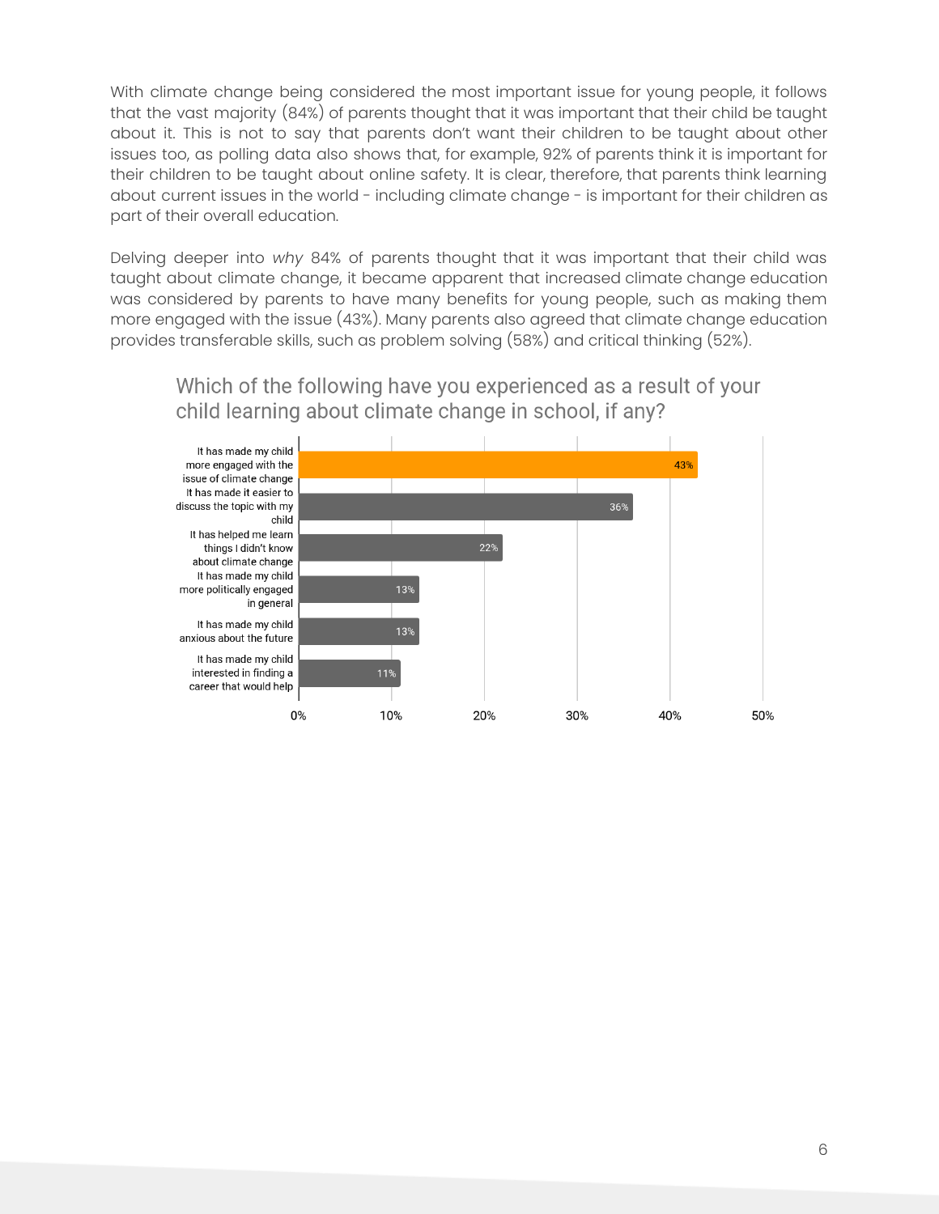With climate change being considered the most important issue for young people, it follows that the vast majority (84%) of parents thought that it was important that their child be taught about it. This is not to say that parents don't want their children to be taught about other issues too, as polling data also shows that, for example, 92% of parents think it is important for their children to be taught about online safety. It is clear, therefore, that parents think learning about current issues in the world - including climate change - is important for their children as part of their overall education.

Delving deeper into *why* 84% of parents thought that it was important that their child was taught about climate change, it became apparent that increased climate change education was considered by parents to have many benefits for young people, such as making them more engaged with the issue (43%). Many parents also agreed that climate change education provides transferable skills, such as problem solving (58%) and critical thinking (52%).

Which of the following have you experienced as a result of your child learning about climate change in school, if any?

| Response | % |
| --- | --- |
| It has made my child more engaged with the issue of climate change | 43% |
| It has made it easier to discuss the topic with my child | 36% |
| It has helped me learn things I didn't know about climate change | 22% |
| It has made my child more politically engaged in general | 13% |
| It has made my child anxious about the future | 13% |
| It has made my child interested in finding a career that would help | 11% |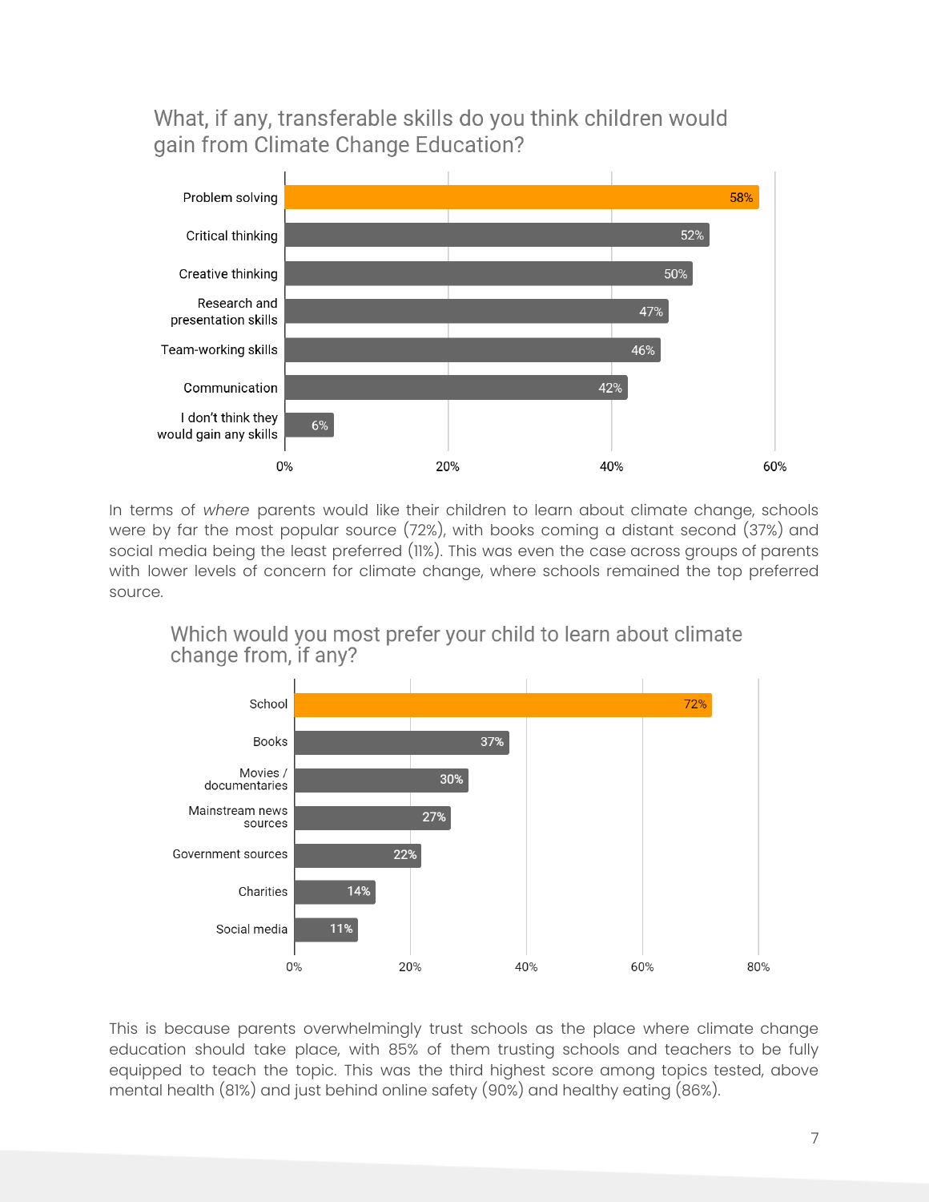### What, if any, transferable skills do you think children would gain from Climate Change Education?

| Skill | % |
|---|---|
| Problem solving | 58% |
| Critical thinking | 52% |
| Creative thinking | 50% |
| Research and presentation skills | 47% |
| Team-working skills | 46% |
| Communication | 42% |
| I don't think they would gain any skills | 6% |

In terms of *where* parents would like their children to learn about climate change, schools were by far the most popular source (72%), with books coming a distant second (37%) and social media being the least preferred (11%). This was even the case across groups of parents with lower levels of concern for climate change, where schools remained the top preferred source.

### Which would you most prefer your child to learn about climate change from, if any?

| Source | % |
|---|---|
| School | 72% |
| Books | 37% |
| Movies / documentaries | 30% |
| Mainstream news sources | 27% |
| Government sources | 22% |
| Charities | 14% |
| Social media | 11% |

This is because parents overwhelmingly trust schools as the place where climate change education should take place, with 85% of them trusting schools and teachers to be fully equipped to teach the topic. This was the third highest score among topics tested, above mental health (81%) and just behind online safety (90%) and healthy eating (86%).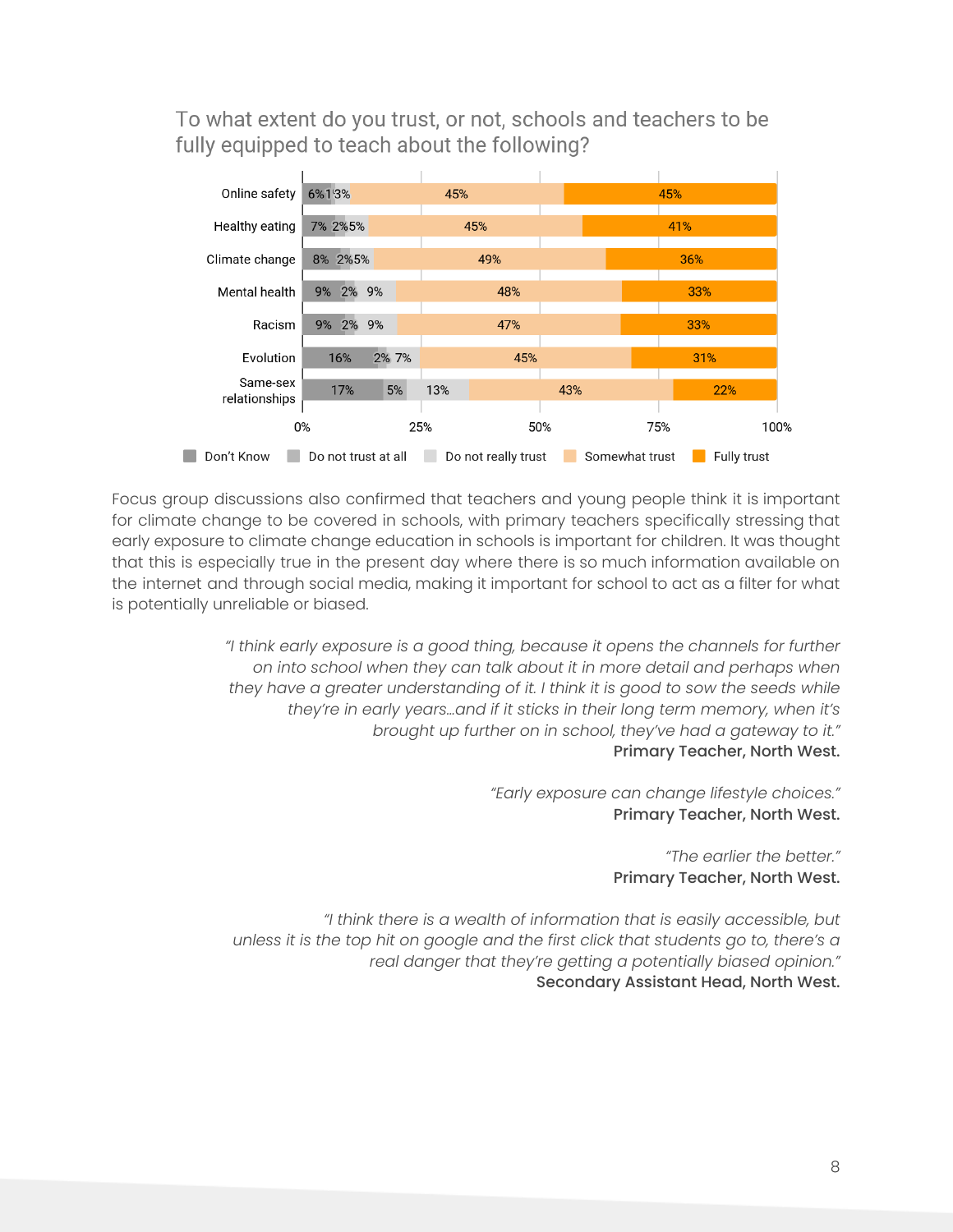To what extent do you trust, or not, schools and teachers to be fully equipped to teach about the following?

| | Don't Know | Do not trust at all | Do not really trust | Somewhat trust | Fully trust |
|---|---|---|---|---|---|
| Online safety | 6% | 1% | 3% | 45% | 45% |
| Healthy eating | 7% | 2% | 5% | 45% | 41% |
| Climate change | 8% | 2% | 5% | 49% | 36% |
| Mental health | 9% | 2% | 9% | 48% | 33% |
| Racism | 9% | 2% | 9% | 47% | 33% |
| Evolution | 16% | 2% | 7% | 45% | 31% |
| Same-sex relationships | 17% | 5% | 13% | 43% | 22% |

Focus group discussions also confirmed that teachers and young people think it is important for climate change to be covered in schools, with primary teachers specifically stressing that early exposure to climate change education in schools is important for children. It was thought that this is especially true in the present day where there is so much information available on the internet and through social media, making it important for school to act as a filter for what is potentially unreliable or biased.

*"I think early exposure is a good thing, because it opens the channels for further on into school when they can talk about it in more detail and perhaps when they have a greater understanding of it. I think it is good to sow the seeds while they're in early years…and if it sticks in their long term memory, when it's brought up further on in school, they've had a gateway to it."*
**Primary Teacher, North West.**

*"Early exposure can change lifestyle choices."*
**Primary Teacher, North West.**

*"The earlier the better."*
**Primary Teacher, North West.**

*"I think there is a wealth of information that is easily accessible, but unless it is the top hit on google and the first click that students go to, there's a real danger that they're getting a potentially biased opinion."*
**Secondary Assistant Head, North West.**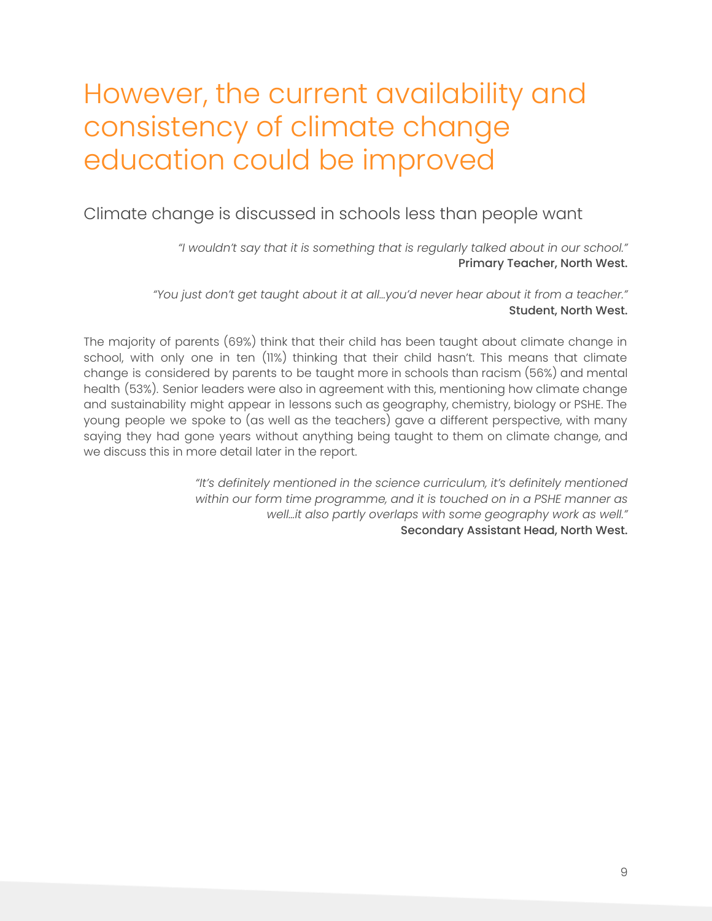# However, the current availability and consistency of climate change education could be improved

## Climate change is discussed in schools less than people want

*"I wouldn't say that it is something that is regularly talked about in our school."*
**Primary Teacher, North West.**

*"You just don't get taught about it at all…you'd never hear about it from a teacher."*
**Student, North West.**

The majority of parents (69%) think that their child has been taught about climate change in school, with only one in ten (11%) thinking that their child hasn't. This means that climate change is considered by parents to be taught more in schools than racism (56%) and mental health (53%). Senior leaders were also in agreement with this, mentioning how climate change and sustainability might appear in lessons such as geography, chemistry, biology or PSHE. The young people we spoke to (as well as the teachers) gave a different perspective, with many saying they had gone years without anything being taught to them on climate change, and we discuss this in more detail later in the report.

*"It's definitely mentioned in the science curriculum, it's definitely mentioned within our form time programme, and it is touched on in a PSHE manner as well…it also partly overlaps with some geography work as well."*
**Secondary Assistant Head, North West.**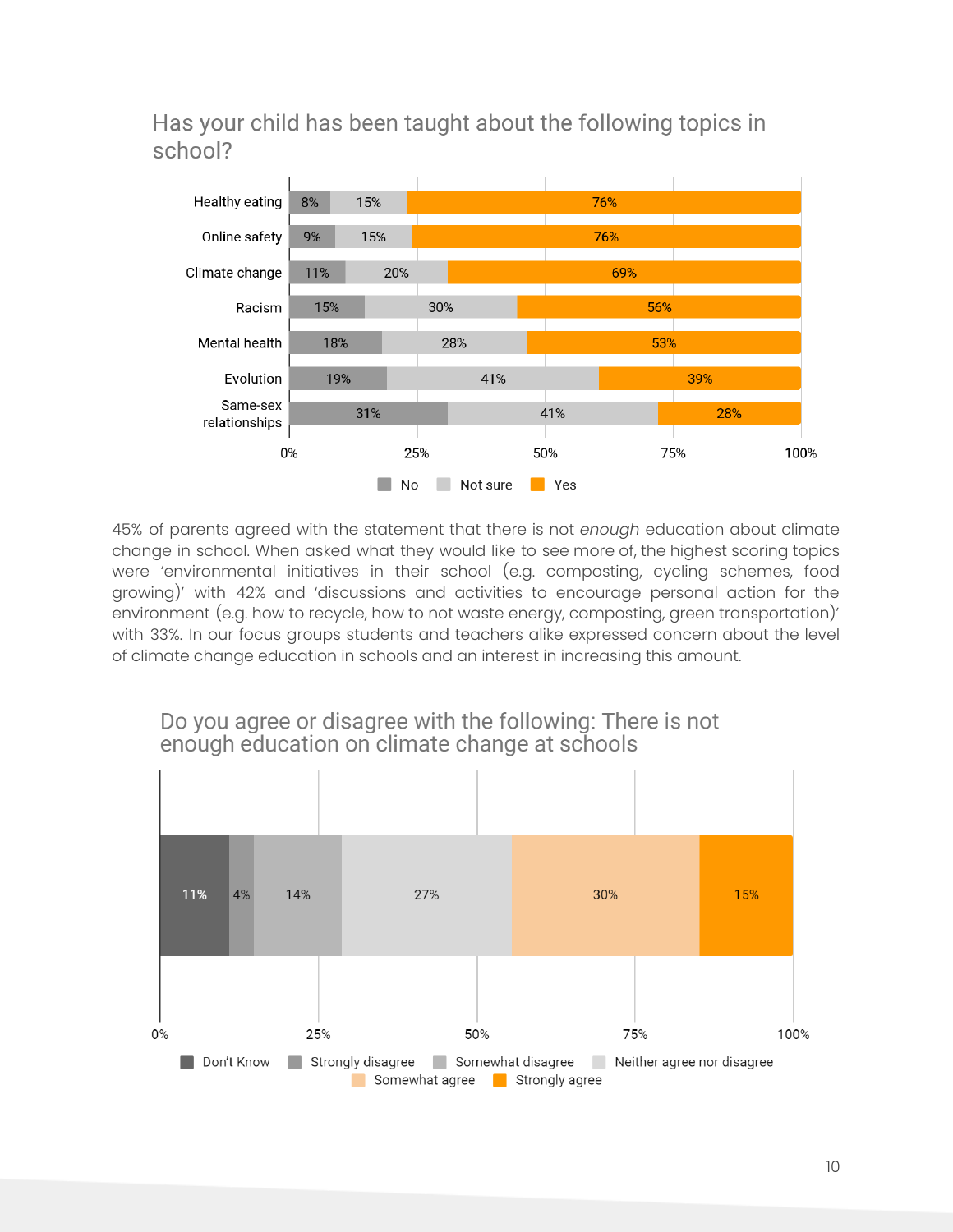## Has your child has been taught about the following topics in school?

| Topic | No | Not sure | Yes |
|---|---|---|---|
| Healthy eating | 8% | 15% | 76% |
| Online safety | 9% | 15% | 76% |
| Climate change | 11% | 20% | 69% |
| Racism | 15% | 30% | 56% |
| Mental health | 18% | 28% | 53% |
| Evolution | 19% | 41% | 39% |
| Same-sex relationships | 31% | 41% | 28% |

45% of parents agreed with the statement that there is not *enough* education about climate change in school. When asked what they would like to see more of, the highest scoring topics were 'environmental initiatives in their school (e.g. composting, cycling schemes, food growing)' with 42% and 'discussions and activities to encourage personal action for the environment (e.g. how to recycle, how to not waste energy, composting, green transportation)' with 33%. In our focus groups students and teachers alike expressed concern about the level of climate change education in schools and an interest in increasing this amount.

## Do you agree or disagree with the following: There is not enough education on climate change at schools

| Don't Know | Strongly disagree | Somewhat disagree | Neither agree nor disagree | Somewhat agree | Strongly agree |
|---|---|---|---|---|---|
| 11% | 4% | 14% | 27% | 30% | 15% |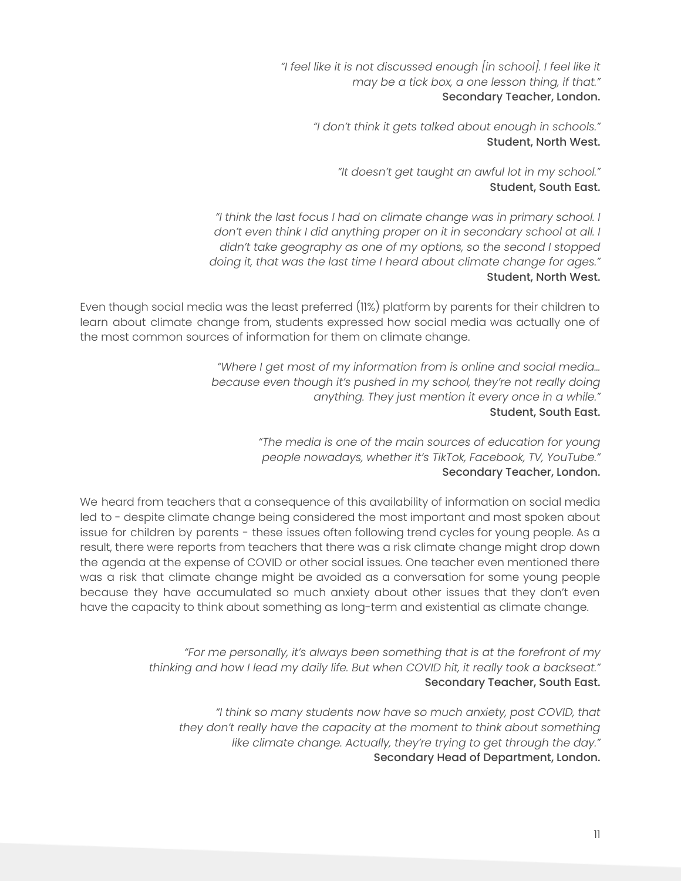*"I feel like it is not discussed enough [in school]. I feel like it may be a tick box, a one lesson thing, if that."*
Secondary Teacher, London.

*"I don't think it gets talked about enough in schools."*
Student, North West.

*"It doesn't get taught an awful lot in my school."*
Student, South East.

*"I think the last focus I had on climate change was in primary school. I don't even think I did anything proper on it in secondary school at all. I didn't take geography as one of my options, so the second I stopped doing it, that was the last time I heard about climate change for ages."*
Student, North West.

Even though social media was the least preferred (11%) platform by parents for their children to learn about climate change from, students expressed how social media was actually one of the most common sources of information for them on climate change.

*"Where I get most of my information from is online and social media... because even though it's pushed in my school, they're not really doing anything. They just mention it every once in a while."*
Student, South East.

*"The media is one of the main sources of education for young people nowadays, whether it's TikTok, Facebook, TV, YouTube."*
Secondary Teacher, London.

We heard from teachers that a consequence of this availability of information on social media led to - despite climate change being considered the most important and most spoken about issue for children by parents - these issues often following trend cycles for young people. As a result, there were reports from teachers that there was a risk climate change might drop down the agenda at the expense of COVID or other social issues. One teacher even mentioned there was a risk that climate change might be avoided as a conversation for some young people because they have accumulated so much anxiety about other issues that they don't even have the capacity to think about something as long-term and existential as climate change.

*"For me personally, it's always been something that is at the forefront of my thinking and how I lead my daily life. But when COVID hit, it really took a backseat."*
Secondary Teacher, South East.

*"I think so many students now have so much anxiety, post COVID, that they don't really have the capacity at the moment to think about something like climate change. Actually, they're trying to get through the day."*
Secondary Head of Department, London.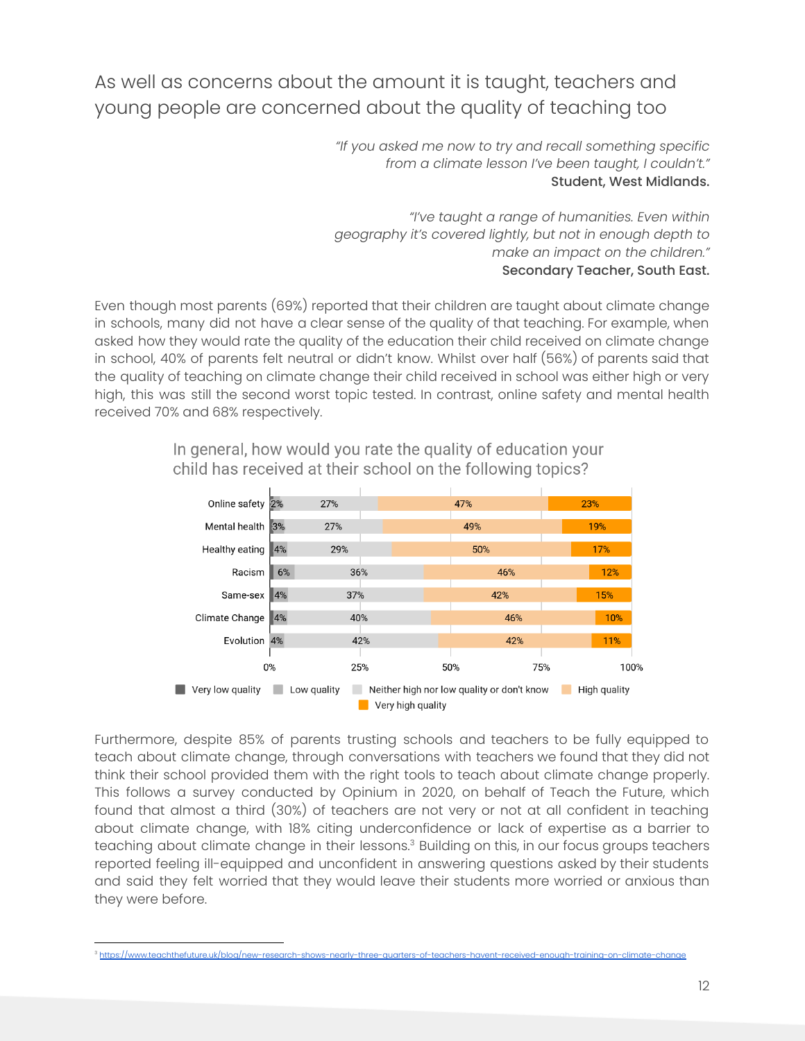## As well as concerns about the amount it is taught, teachers and young people are concerned about the quality of teaching too

> *"If you asked me now to try and recall something specific from a climate lesson I've been taught, I couldn't."*
> **Student, West Midlands.**

> *"I've taught a range of humanities. Even within geography it's covered lightly, but not in enough depth to make an impact on the children."*
> **Secondary Teacher, South East.**

Even though most parents (69%) reported that their children are taught about climate change in schools, many did not have a clear sense of the quality of that teaching. For example, when asked how they would rate the quality of the education their child received on climate change in school, 40% of parents felt neutral or didn't know. Whilst over half (56%) of parents said that the quality of teaching on climate change their child received in school was either high or very high, this was still the second worst topic tested. In contrast, online safety and mental health received 70% and 68% respectively.

In general, how would you rate the quality of education your child has received at their school on the following topics?

| Topic | Very low quality | Low quality | Neither high nor low quality or don't know | High quality | Very high quality |
|---|---|---|---|---|---|
| Online safety | | 2% | 27% | 47% | 23% |
| Mental health | | 3% | 27% | 49% | 19% |
| Healthy eating | | 4% | 29% | 50% | 17% |
| Racism | | 6% | 36% | 46% | 12% |
| Same-sex | | 4% | 37% | 42% | 15% |
| Climate Change | | 4% | 40% | 46% | 10% |
| Evolution | | 4% | 42% | 42% | 11% |

Furthermore, despite 85% of parents trusting schools and teachers to be fully equipped to teach about climate change, through conversations with teachers we found that they did not think their school provided them with the right tools to teach about climate change properly. This follows a survey conducted by Opinium in 2020, on behalf of Teach the Future, which found that almost a third (30%) of teachers are not very or not at all confident in teaching about climate change, with 18% citing underconfidence or lack of expertise as a barrier to teaching about climate change in their lessons.[3] Building on this, in our focus groups teachers reported feeling ill-equipped and unconfident in answering questions asked by their students and said they felt worried that they would leave their students more worried or anxious than they were before.

---

[3] https://www.teachthefuture.uk/blog/new-research-shows-nearly-three-quarters-of-teachers-havent-received-enough-training-on-climate-change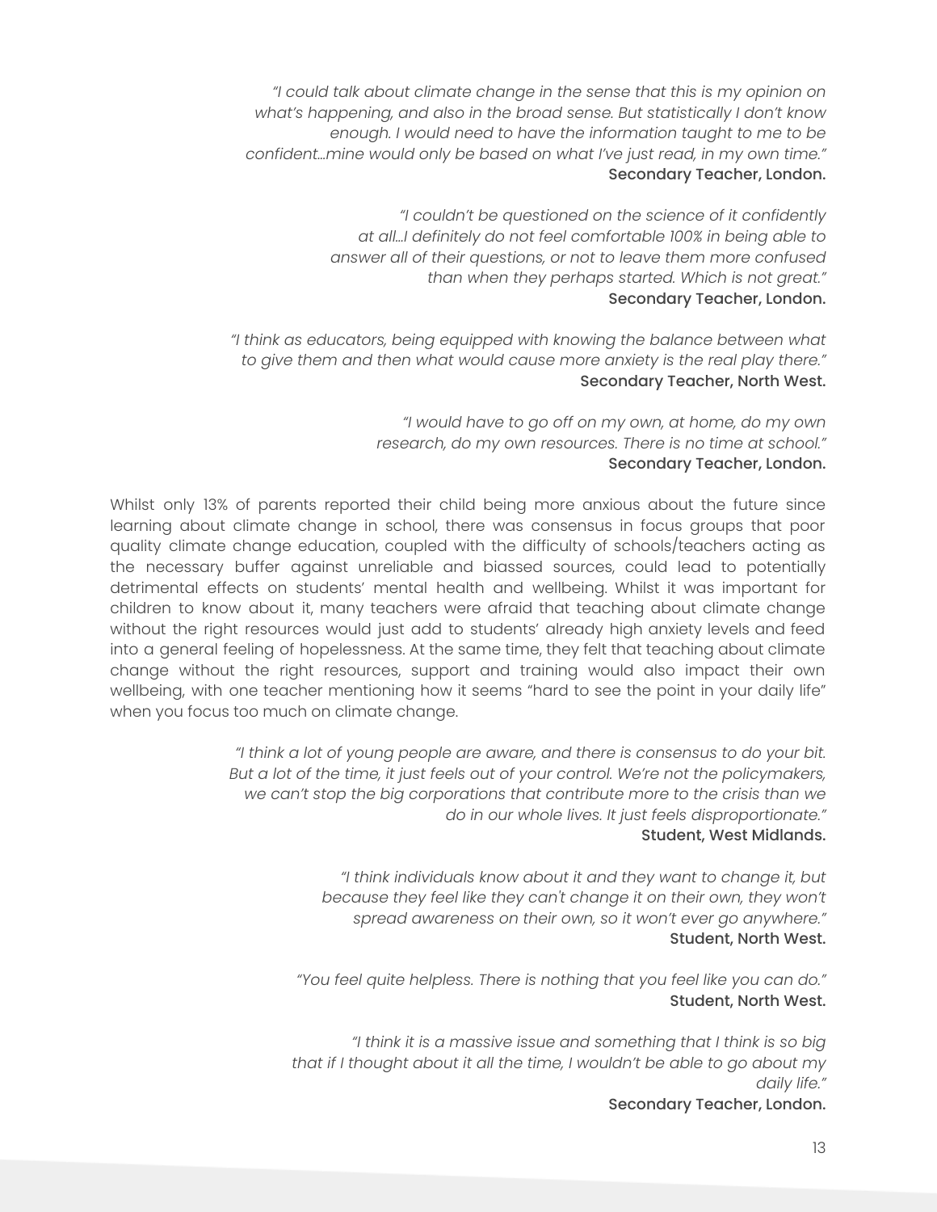*"I could talk about climate change in the sense that this is my opinion on what's happening, and also in the broad sense. But statistically I don't know enough. I would need to have the information taught to me to be confident...mine would only be based on what I've just read, in my own time."*
Secondary Teacher, London.

*"I couldn't be questioned on the science of it confidently at all...I definitely do not feel comfortable 100% in being able to answer all of their questions, or not to leave them more confused than when they perhaps started. Which is not great."*
Secondary Teacher, London.

*"I think as educators, being equipped with knowing the balance between what to give them and then what would cause more anxiety is the real play there."*
Secondary Teacher, North West.

*"I would have to go off on my own, at home, do my own research, do my own resources. There is no time at school."*
Secondary Teacher, London.

Whilst only 13% of parents reported their child being more anxious about the future since learning about climate change in school, there was consensus in focus groups that poor quality climate change education, coupled with the difficulty of schools/teachers acting as the necessary buffer against unreliable and biassed sources, could lead to potentially detrimental effects on students' mental health and wellbeing. Whilst it was important for children to know about it, many teachers were afraid that teaching about climate change without the right resources would just add to students' already high anxiety levels and feed into a general feeling of hopelessness. At the same time, they felt that teaching about climate change without the right resources, support and training would also impact their own wellbeing, with one teacher mentioning how it seems "hard to see the point in your daily life" when you focus too much on climate change.

*"I think a lot of young people are aware, and there is consensus to do your bit. But a lot of the time, it just feels out of your control. We're not the policymakers, we can't stop the big corporations that contribute more to the crisis than we do in our whole lives. It just feels disproportionate."*
Student, West Midlands.

*"I think individuals know about it and they want to change it, but because they feel like they can't change it on their own, they won't spread awareness on their own, so it won't ever go anywhere."*
Student, North West.

*"You feel quite helpless. There is nothing that you feel like you can do."*
Student, North West.

*"I think it is a massive issue and something that I think is so big that if I thought about it all the time, I wouldn't be able to go about my daily life."*
Secondary Teacher, London.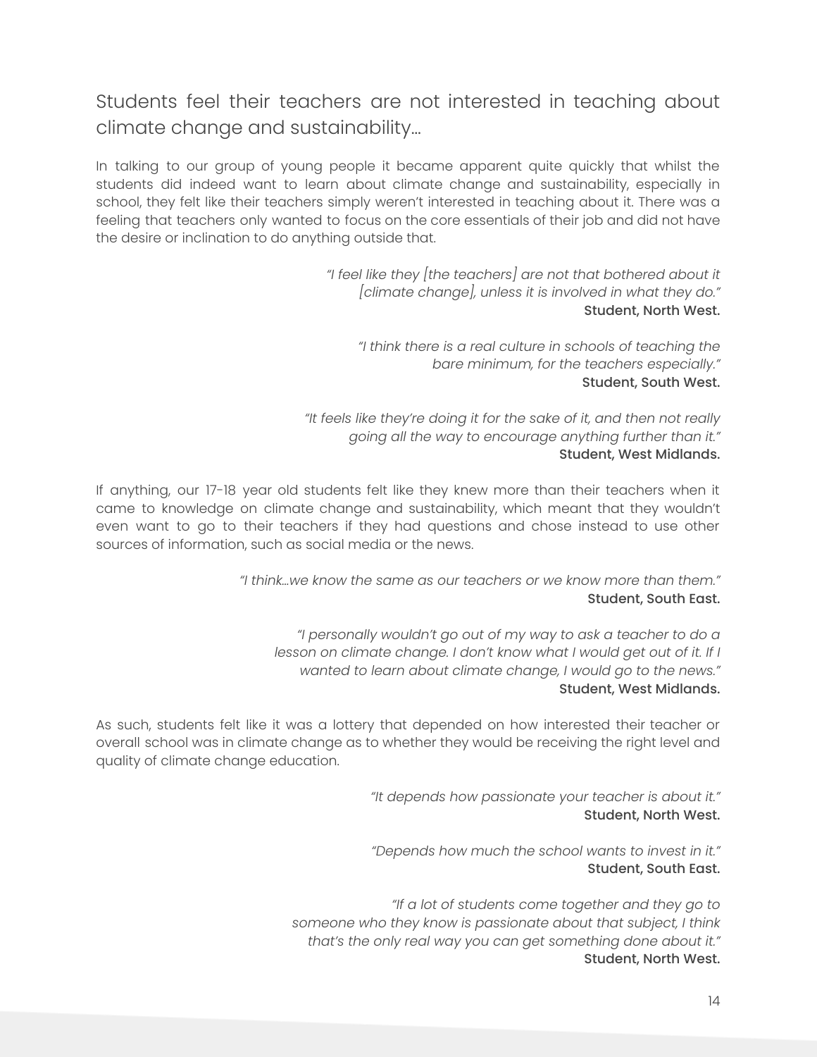## Students feel their teachers are not interested in teaching about climate change and sustainability...

In talking to our group of young people it became apparent quite quickly that whilst the students did indeed want to learn about climate change and sustainability, especially in school, they felt like their teachers simply weren't interested in teaching about it. There was a feeling that teachers only wanted to focus on the core essentials of their job and did not have the desire or inclination to do anything outside that.

> *"I feel like they [the teachers] are not that bothered about it [climate change], unless it is involved in what they do."*
> **Student, North West.**

> *"I think there is a real culture in schools of teaching the bare minimum, for the teachers especially."*
> **Student, South West.**

> *"It feels like they're doing it for the sake of it, and then not really going all the way to encourage anything further than it."*
> **Student, West Midlands.**

If anything, our 17-18 year old students felt like they knew more than their teachers when it came to knowledge on climate change and sustainability, which meant that they wouldn't even want to go to their teachers if they had questions and chose instead to use other sources of information, such as social media or the news.

> *"I think...we know the same as our teachers or we know more than them."*
> **Student, South East.**

> *"I personally wouldn't go out of my way to ask a teacher to do a lesson on climate change. I don't know what I would get out of it. If I wanted to learn about climate change, I would go to the news."*
> **Student, West Midlands.**

As such, students felt like it was a lottery that depended on how interested their teacher or overall school was in climate change as to whether they would be receiving the right level and quality of climate change education.

> *"It depends how passionate your teacher is about it."*
> **Student, North West.**

> *"Depends how much the school wants to invest in it."*
> **Student, South East.**

> *"If a lot of students come together and they go to someone who they know is passionate about that subject, I think that's the only real way you can get something done about it."*
> **Student, North West.**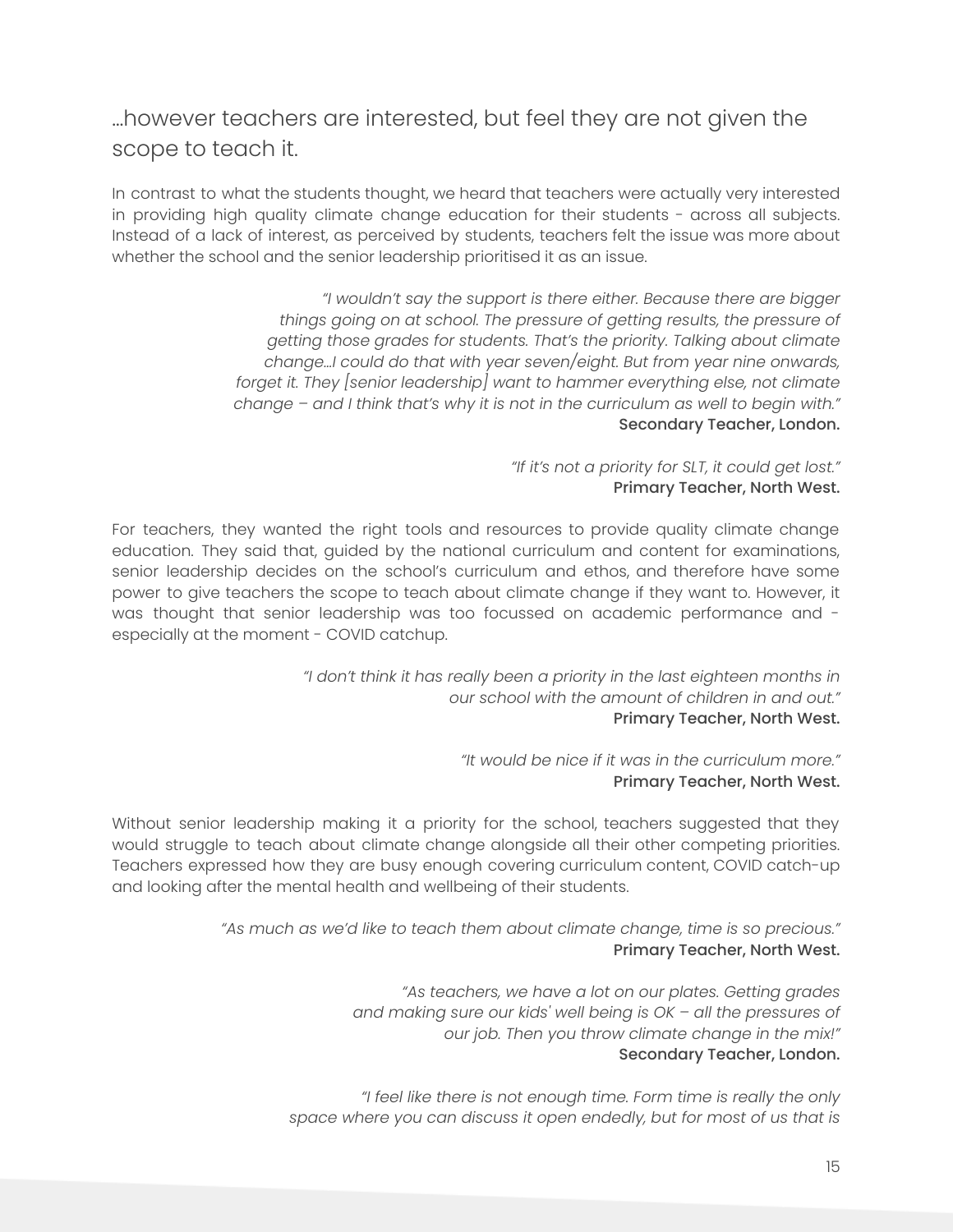## ...however teachers are interested, but feel they are not given the scope to teach it.

In contrast to what the students thought, we heard that teachers were actually very interested in providing high quality climate change education for their students - across all subjects. Instead of a lack of interest, as perceived by students, teachers felt the issue was more about whether the school and the senior leadership prioritised it as an issue.

> *"I wouldn't say the support is there either. Because there are bigger things going on at school. The pressure of getting results, the pressure of getting those grades for students. That's the priority. Talking about climate change...I could do that with year seven/eight. But from year nine onwards, forget it. They [senior leadership] want to hammer everything else, not climate change – and I think that's why it is not in the curriculum as well to begin with."*
> **Secondary Teacher, London.**

> *"If it's not a priority for SLT, it could get lost."*
> **Primary Teacher, North West.**

For teachers, they wanted the right tools and resources to provide quality climate change education. They said that, guided by the national curriculum and content for examinations, senior leadership decides on the school's curriculum and ethos, and therefore have some power to give teachers the scope to teach about climate change if they want to. However, it was thought that senior leadership was too focussed on academic performance and - especially at the moment - COVID catchup.

> *"I don't think it has really been a priority in the last eighteen months in our school with the amount of children in and out."*
> **Primary Teacher, North West.**

> *"It would be nice if it was in the curriculum more."*
> **Primary Teacher, North West.**

Without senior leadership making it a priority for the school, teachers suggested that they would struggle to teach about climate change alongside all their other competing priorities. Teachers expressed how they are busy enough covering curriculum content, COVID catch-up and looking after the mental health and wellbeing of their students.

> *"As much as we'd like to teach them about climate change, time is so precious."*
> **Primary Teacher, North West.**

> *"As teachers, we have a lot on our plates. Getting grades and making sure our kids' well being is OK – all the pressures of our job. Then you throw climate change in the mix!"*
> **Secondary Teacher, London.**

> *"I feel like there is not enough time. Form time is really the only space where you can discuss it open endedly, but for most of us that is*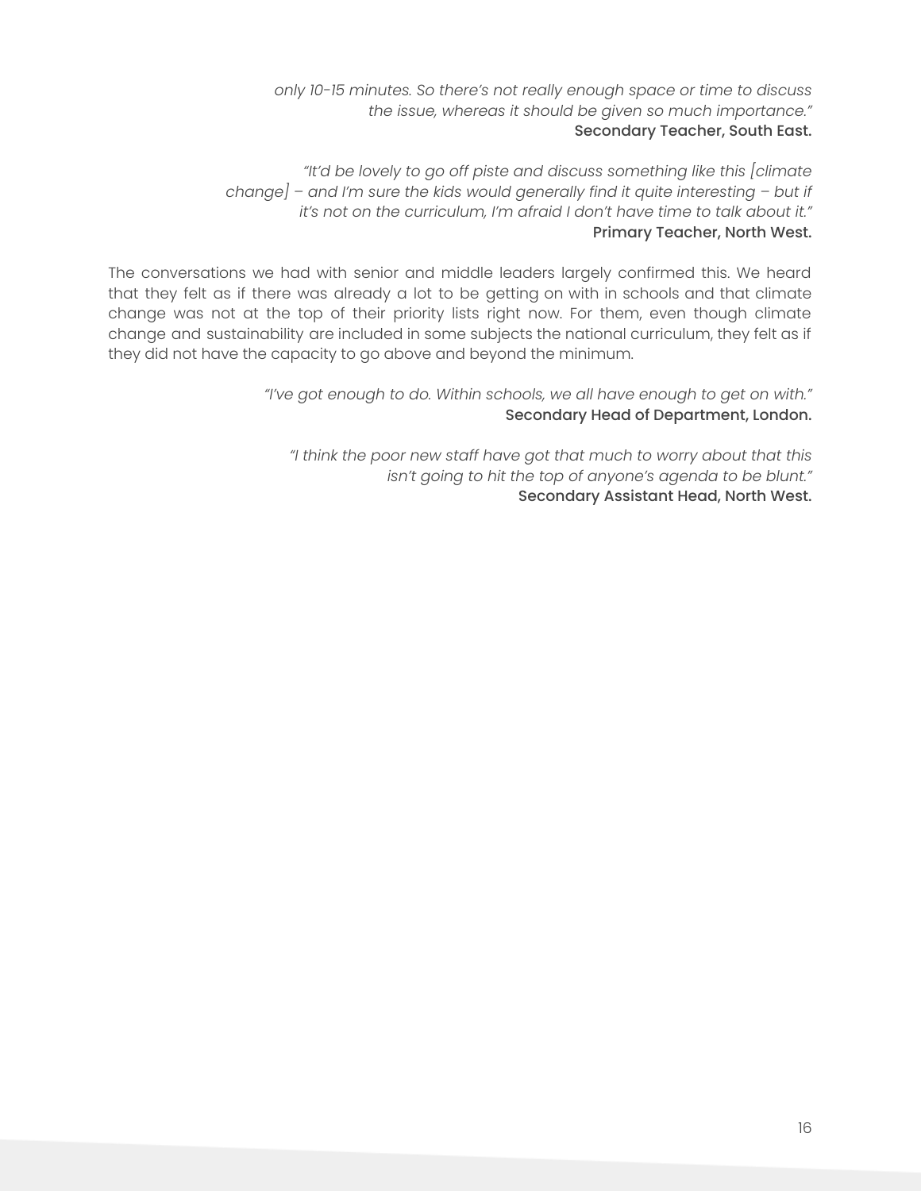*only 10-15 minutes. So there's not really enough space or time to discuss the issue, whereas it should be given so much importance."*
Secondary Teacher, South East.

*"It'd be lovely to go off piste and discuss something like this [climate change] – and I'm sure the kids would generally find it quite interesting – but if it's not on the curriculum, I'm afraid I don't have time to talk about it."*
Primary Teacher, North West.

The conversations we had with senior and middle leaders largely confirmed this. We heard that they felt as if there was already a lot to be getting on with in schools and that climate change was not at the top of their priority lists right now. For them, even though climate change and sustainability are included in some subjects the national curriculum, they felt as if they did not have the capacity to go above and beyond the minimum.

*"I've got enough to do. Within schools, we all have enough to get on with."*
Secondary Head of Department, London.

*"I think the poor new staff have got that much to worry about that this isn't going to hit the top of anyone's agenda to be blunt."*
Secondary Assistant Head, North West.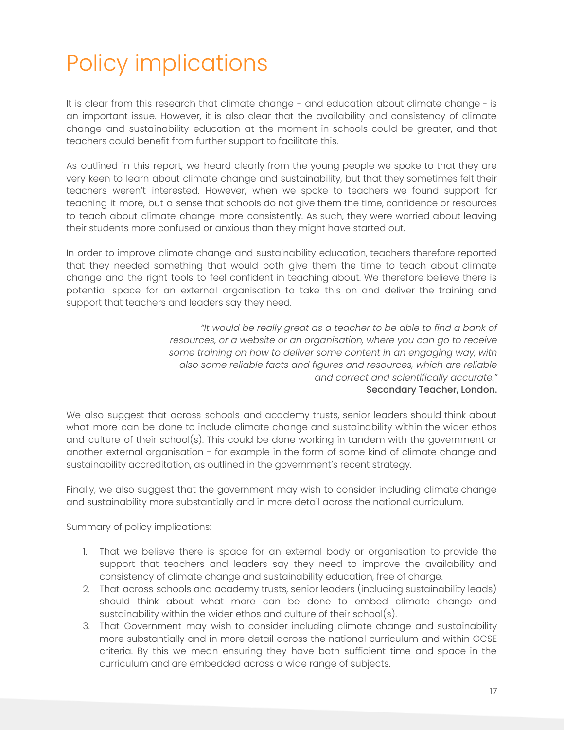# Policy implications

It is clear from this research that climate change - and education about climate change - is an important issue. However, it is also clear that the availability and consistency of climate change and sustainability education at the moment in schools could be greater, and that teachers could benefit from further support to facilitate this.

As outlined in this report, we heard clearly from the young people we spoke to that they are very keen to learn about climate change and sustainability, but that they sometimes felt their teachers weren't interested. However, when we spoke to teachers we found support for teaching it more, but a sense that schools do not give them the time, confidence or resources to teach about climate change more consistently. As such, they were worried about leaving their students more confused or anxious than they might have started out.

In order to improve climate change and sustainability education, teachers therefore reported that they needed something that would both give them the time to teach about climate change and the right tools to feel confident in teaching about. We therefore believe there is potential space for an external organisation to take this on and deliver the training and support that teachers and leaders say they need.

> *"It would be really great as a teacher to be able to find a bank of resources, or a website or an organisation, where you can go to receive some training on how to deliver some content in an engaging way, with also some reliable facts and figures and resources, which are reliable and correct and scientifically accurate."*
> **Secondary Teacher, London.**

We also suggest that across schools and academy trusts, senior leaders should think about what more can be done to include climate change and sustainability within the wider ethos and culture of their school(s). This could be done working in tandem with the government or another external organisation - for example in the form of some kind of climate change and sustainability accreditation, as outlined in the government's recent strategy.

Finally, we also suggest that the government may wish to consider including climate change and sustainability more substantially and in more detail across the national curriculum.

Summary of policy implications:

1. That we believe there is space for an external body or organisation to provide the support that teachers and leaders say they need to improve the availability and consistency of climate change and sustainability education, free of charge.
2. That across schools and academy trusts, senior leaders (including sustainability leads) should think about what more can be done to embed climate change and sustainability within the wider ethos and culture of their school(s).
3. That Government may wish to consider including climate change and sustainability more substantially and in more detail across the national curriculum and within GCSE criteria. By this we mean ensuring they have both sufficient time and space in the curriculum and are embedded across a wide range of subjects.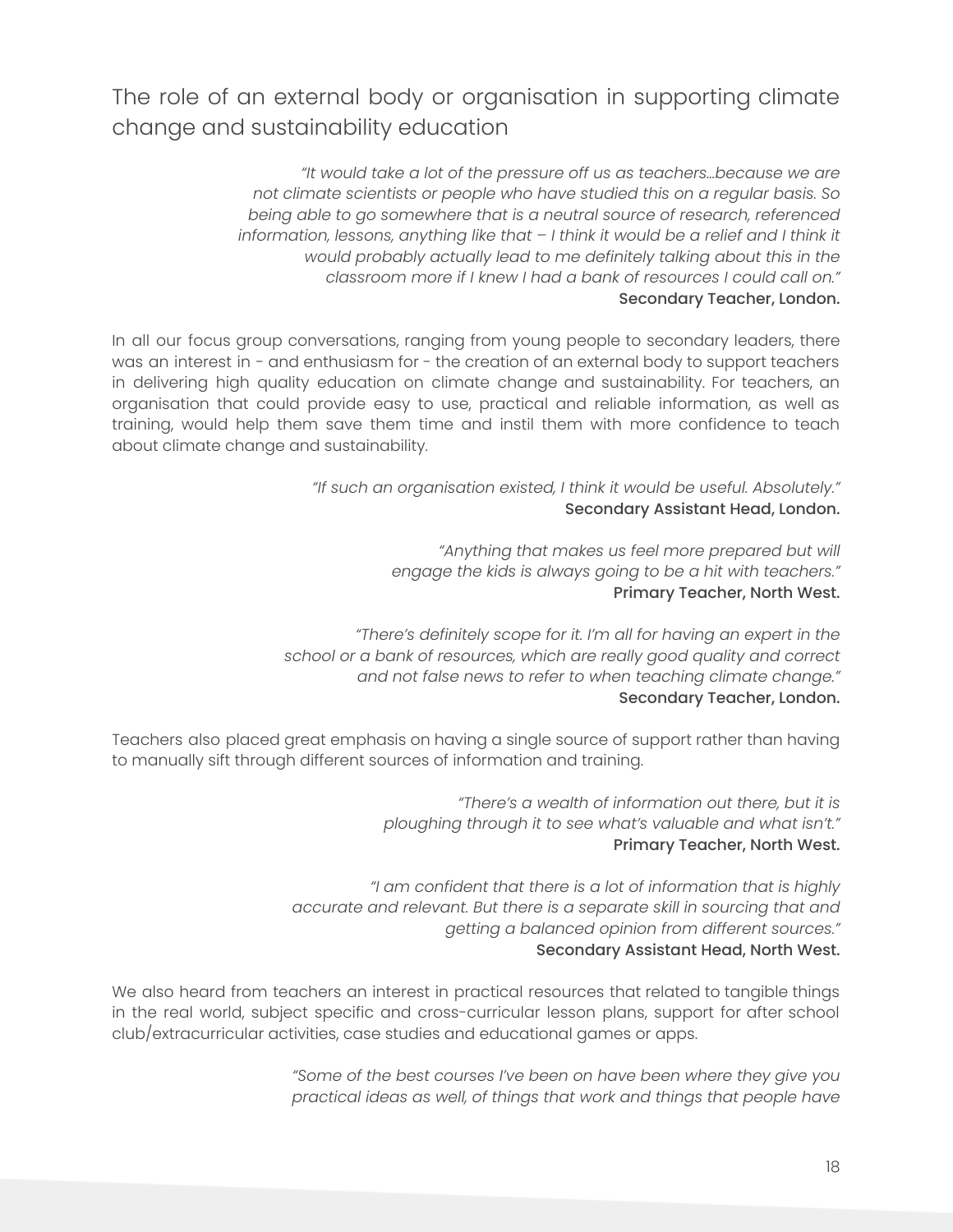## The role of an external body or organisation in supporting climate change and sustainability education

*"It would take a lot of the pressure off us as teachers…because we are not climate scientists or people who have studied this on a regular basis. So being able to go somewhere that is a neutral source of research, referenced information, lessons, anything like that – I think it would be a relief and I think it would probably actually lead to me definitely talking about this in the classroom more if I knew I had a bank of resources I could call on."*
Secondary Teacher, London.

In all our focus group conversations, ranging from young people to secondary leaders, there was an interest in - and enthusiasm for - the creation of an external body to support teachers in delivering high quality education on climate change and sustainability. For teachers, an organisation that could provide easy to use, practical and reliable information, as well as training, would help them save them time and instil them with more confidence to teach about climate change and sustainability.

*"If such an organisation existed, I think it would be useful. Absolutely."*
Secondary Assistant Head, London.

*"Anything that makes us feel more prepared but will engage the kids is always going to be a hit with teachers."*
Primary Teacher, North West.

*"There's definitely scope for it. I'm all for having an expert in the school or a bank of resources, which are really good quality and correct and not false news to refer to when teaching climate change."*
Secondary Teacher, London.

Teachers also placed great emphasis on having a single source of support rather than having to manually sift through different sources of information and training.

*"There's a wealth of information out there, but it is ploughing through it to see what's valuable and what isn't."*
Primary Teacher, North West.

*"I am confident that there is a lot of information that is highly accurate and relevant. But there is a separate skill in sourcing that and getting a balanced opinion from different sources."*
Secondary Assistant Head, North West.

We also heard from teachers an interest in practical resources that related to tangible things in the real world, subject specific and cross-curricular lesson plans, support for after school club/extracurricular activities, case studies and educational games or apps.

*"Some of the best courses I've been on have been where they give you practical ideas as well, of things that work and things that people have*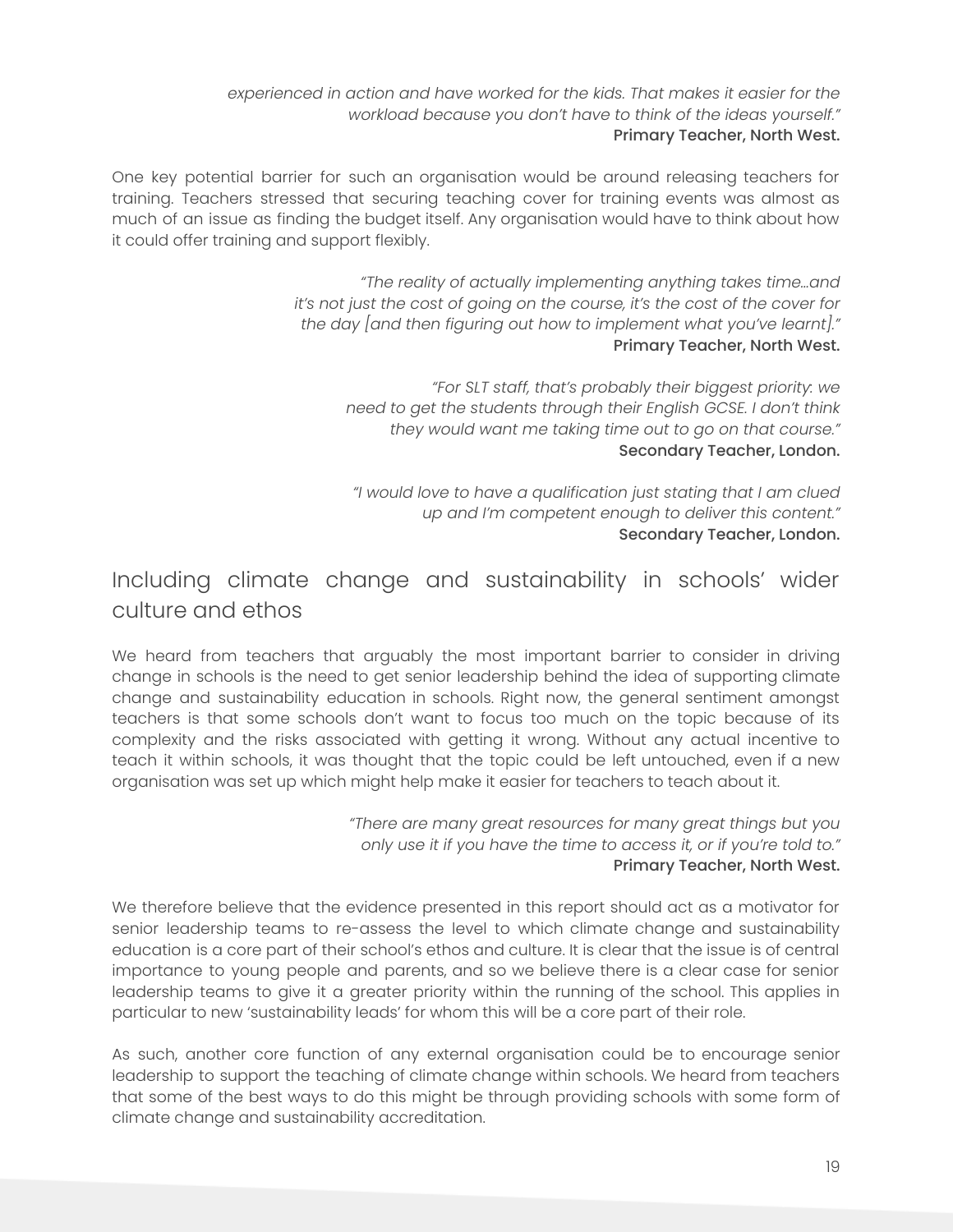*experienced in action and have worked for the kids. That makes it easier for the workload because you don't have to think of the ideas yourself."*
**Primary Teacher, North West.**

One key potential barrier for such an organisation would be around releasing teachers for training. Teachers stressed that securing teaching cover for training events was almost as much of an issue as finding the budget itself. Any organisation would have to think about how it could offer training and support flexibly.

> *"The reality of actually implementing anything takes time...and it's not just the cost of going on the course, it's the cost of the cover for the day [and then figuring out how to implement what you've learnt]."*
> **Primary Teacher, North West.**

> *"For SLT staff, that's probably their biggest priority: we need to get the students through their English GCSE. I don't think they would want me taking time out to go on that course."*
> **Secondary Teacher, London.**

> *"I would love to have a qualification just stating that I am clued up and I'm competent enough to deliver this content."*
> **Secondary Teacher, London.**

## Including climate change and sustainability in schools' wider culture and ethos

We heard from teachers that arguably the most important barrier to consider in driving change in schools is the need to get senior leadership behind the idea of supporting climate change and sustainability education in schools. Right now, the general sentiment amongst teachers is that some schools don't want to focus too much on the topic because of its complexity and the risks associated with getting it wrong. Without any actual incentive to teach it within schools, it was thought that the topic could be left untouched, even if a new organisation was set up which might help make it easier for teachers to teach about it.

> *"There are many great resources for many great things but you only use it if you have the time to access it, or if you're told to."*
> **Primary Teacher, North West.**

We therefore believe that the evidence presented in this report should act as a motivator for senior leadership teams to re-assess the level to which climate change and sustainability education is a core part of their school's ethos and culture. It is clear that the issue is of central importance to young people and parents, and so we believe there is a clear case for senior leadership teams to give it a greater priority within the running of the school. This applies in particular to new 'sustainability leads' for whom this will be a core part of their role.

As such, another core function of any external organisation could be to encourage senior leadership to support the teaching of climate change within schools. We heard from teachers that some of the best ways to do this might be through providing schools with some form of climate change and sustainability accreditation.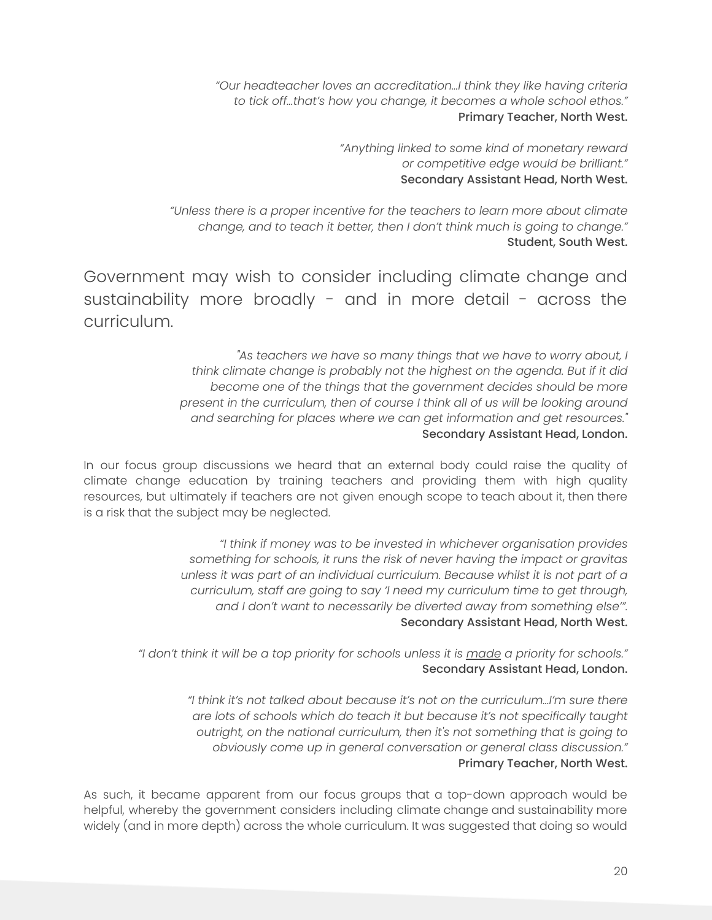*"Our headteacher loves an accreditation...I think they like having criteria to tick off...that's how you change, it becomes a whole school ethos."*
Primary Teacher, North West.

*"Anything linked to some kind of monetary reward or competitive edge would be brilliant."*
Secondary Assistant Head, North West.

*"Unless there is a proper incentive for the teachers to learn more about climate change, and to teach it better, then I don't think much is going to change."*
Student, South West.

## Government may wish to consider including climate change and sustainability more broadly - and in more detail - across the curriculum.

*"As teachers we have so many things that we have to worry about, I think climate change is probably not the highest on the agenda. But if it did become one of the things that the government decides should be more present in the curriculum, then of course I think all of us will be looking around and searching for places where we can get information and get resources."*
Secondary Assistant Head, London.

In our focus group discussions we heard that an external body could raise the quality of climate change education by training teachers and providing them with high quality resources, but ultimately if teachers are not given enough scope to teach about it, then there is a risk that the subject may be neglected.

*"I think if money was to be invested in whichever organisation provides something for schools, it runs the risk of never having the impact or gravitas unless it was part of an individual curriculum. Because whilst it is not part of a curriculum, staff are going to say 'I need my curriculum time to get through, and I don't want to necessarily be diverted away from something else'".*
Secondary Assistant Head, North West.

*"I don't think it will be a top priority for schools unless it is made a priority for schools."*
Secondary Assistant Head, London.

*"I think it's not talked about because it's not on the curriculum...I'm sure there are lots of schools which do teach it but because it's not specifically taught outright, on the national curriculum, then it's not something that is going to obviously come up in general conversation or general class discussion."*
Primary Teacher, North West.

As such, it became apparent from our focus groups that a top-down approach would be helpful, whereby the government considers including climate change and sustainability more widely (and in more depth) across the whole curriculum. It was suggested that doing so would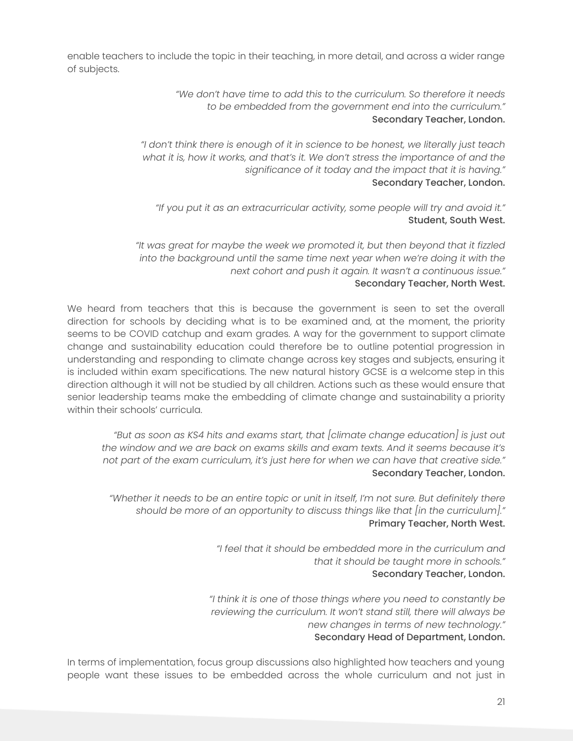enable teachers to include the topic in their teaching, in more detail, and across a wider range of subjects.

> *"We don't have time to add this to the curriculum. So therefore it needs to be embedded from the government end into the curriculum."*
> **Secondary Teacher, London.**

> *"I don't think there is enough of it in science to be honest, we literally just teach what it is, how it works, and that's it. We don't stress the importance of and the significance of it today and the impact that it is having."*
> **Secondary Teacher, London.**

> *"If you put it as an extracurricular activity, some people will try and avoid it."*
> **Student, South West.**

> *"It was great for maybe the week we promoted it, but then beyond that it fizzled into the background until the same time next year when we're doing it with the next cohort and push it again. It wasn't a continuous issue."*
> **Secondary Teacher, North West.**

We heard from teachers that this is because the government is seen to set the overall direction for schools by deciding what is to be examined and, at the moment, the priority seems to be COVID catchup and exam grades. A way for the government to support climate change and sustainability education could therefore be to outline potential progression in understanding and responding to climate change across key stages and subjects, ensuring it is included within exam specifications. The new natural history GCSE is a welcome step in this direction although it will not be studied by all children. Actions such as these would ensure that senior leadership teams make the embedding of climate change and sustainability a priority within their schools' curricula.

> *"But as soon as KS4 hits and exams start, that [climate change education] is just out the window and we are back on exams skills and exam texts. And it seems because it's not part of the exam curriculum, it's just here for when we can have that creative side."*
> **Secondary Teacher, London.**

> *"Whether it needs to be an entire topic or unit in itself, I'm not sure. But definitely there should be more of an opportunity to discuss things like that [in the curriculum]."*
> **Primary Teacher, North West.**

> *"I feel that it should be embedded more in the curriculum and that it should be taught more in schools."*
> **Secondary Teacher, London.**

> *"I think it is one of those things where you need to constantly be reviewing the curriculum. It won't stand still, there will always be new changes in terms of new technology."*
> **Secondary Head of Department, London.**

In terms of implementation, focus group discussions also highlighted how teachers and young people want these issues to be embedded across the whole curriculum and not just in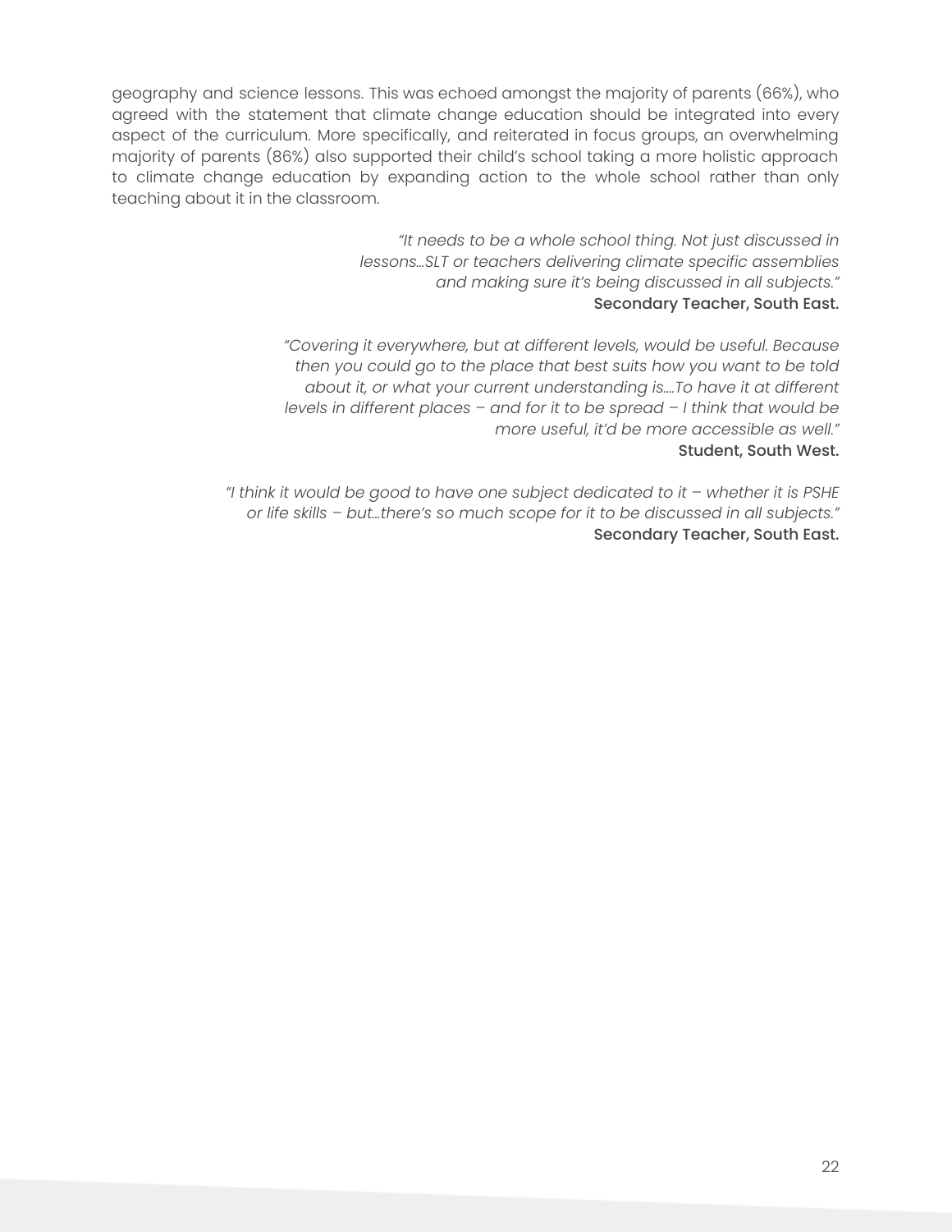geography and science lessons. This was echoed amongst the majority of parents (66%), who agreed with the statement that climate change education should be integrated into every aspect of the curriculum. More specifically, and reiterated in focus groups, an overwhelming majority of parents (86%) also supported their child's school taking a more holistic approach to climate change education by expanding action to the whole school rather than only teaching about it in the classroom.

*"It needs to be a whole school thing. Not just discussed in lessons...SLT or teachers delivering climate specific assemblies and making sure it's being discussed in all subjects."*
Secondary Teacher, South East.

*"Covering it everywhere, but at different levels, would be useful. Because then you could go to the place that best suits how you want to be told about it, or what your current understanding is....To have it at different levels in different places – and for it to be spread – I think that would be more useful, it'd be more accessible as well."*
Student, South West.

*"I think it would be good to have one subject dedicated to it – whether it is PSHE or life skills – but...there's so much scope for it to be discussed in all subjects."*
Secondary Teacher, South East.